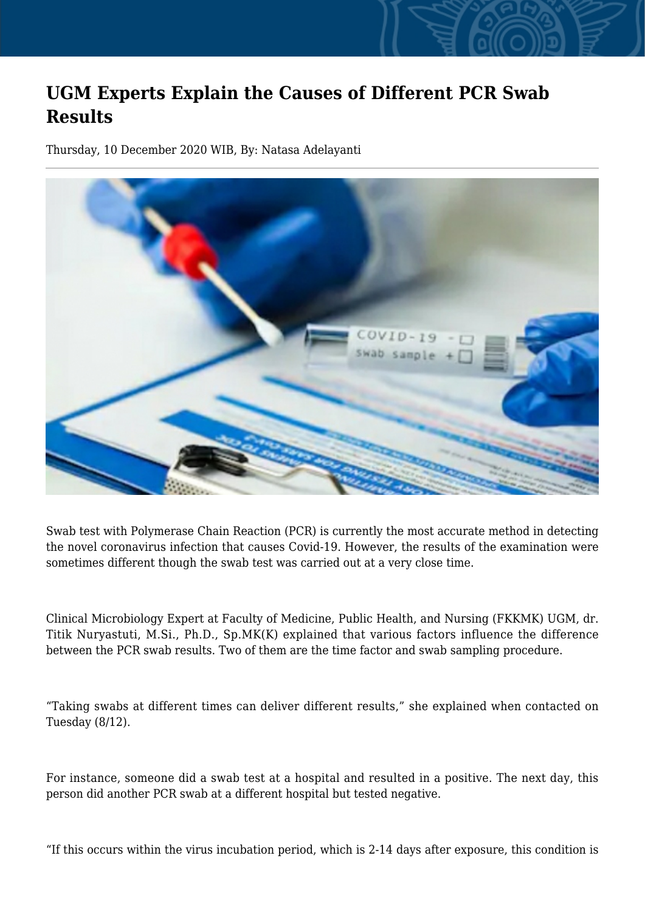# UGM Experts Explain the Causes of Different PCR Swab Results

Thursday, 10 December 2020 WIB, By: Natasa Adelayanti

Swab test with Polymerase Chain Reaction (PCR) is currently the most accurate method in detecting the novel coronavirus infection that causes Covid-19. However, the results of the examination were sometimes different though the swab test was carried out at a very close time.

Clinical Microbiology Expert at Faculty of Medicine, Public Health, and Nursing (FKKMK) UGM, dr. Titik Nuryastuti, M.Si., Ph.D., Sp.MK(K) explained that various factors influence the difference between the PCR swab results. Two of them are the time factor and swab sampling procedure.

“Taking swabs at different times can deliver different results,” she explained when contacted on Tuesday (8/12).

For instance, someone did a swab test at a hospital and resulted in a positive. The next day, this person did another PCR swab at a different hospital but tested negative.

“If this occurs within the virus incubation period, which is 2-14 days after exposure, this condition is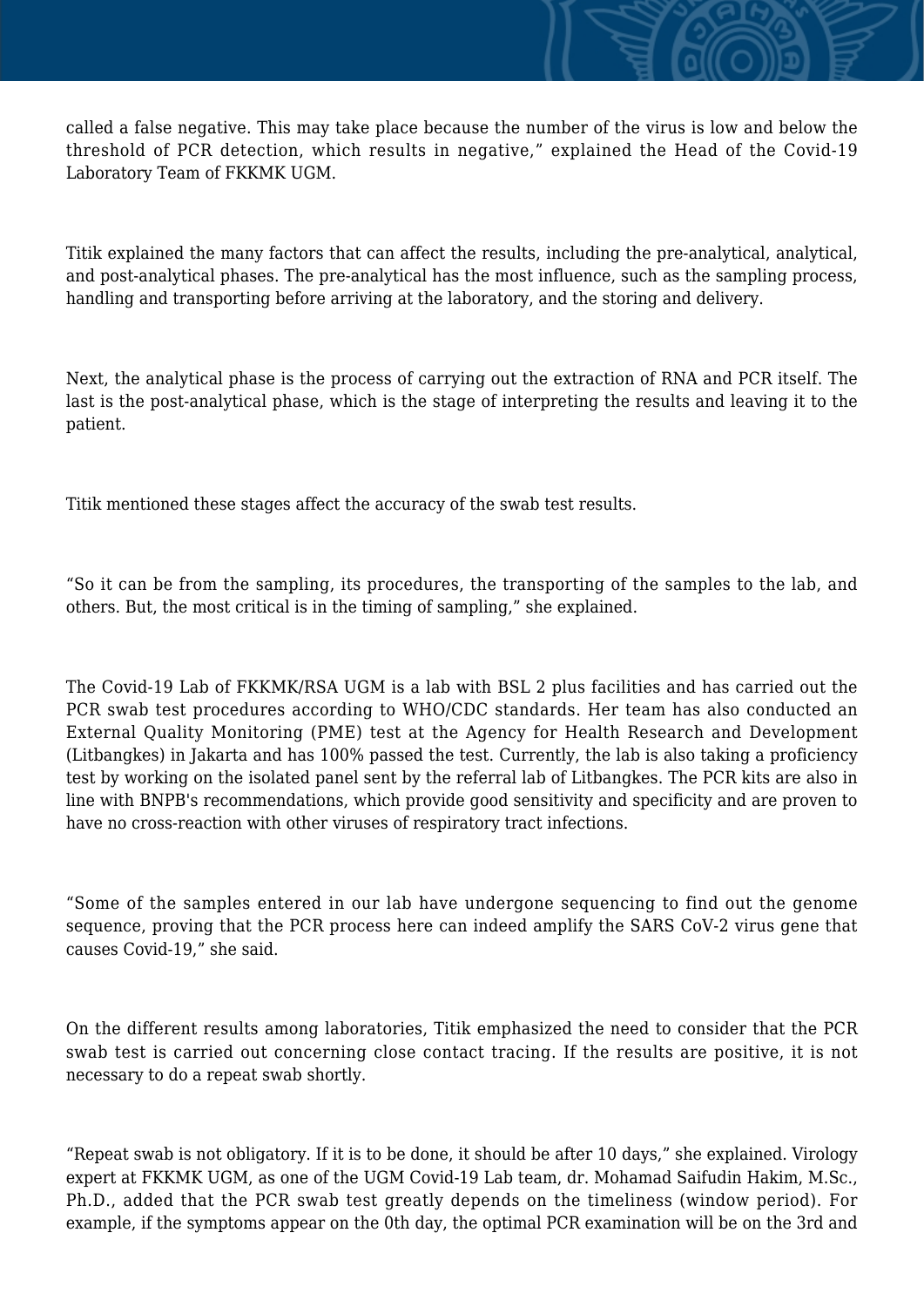called a false negative. This may take place because the number of the virus is low and below the threshold of PCR detection, which results in negative," explained the Head of the Covid-19 Laboratory Team of FKKMK UGM.

Titik explained the many factors that can affect the results, including the pre-analytical, analytical, and post-analytical phases. The pre-analytical has the most influence, such as the sampling process, handling and transporting before arriving at the laboratory, and the storing and delivery.

Next, the analytical phase is the process of carrying out the extraction of RNA and PCR itself. The last is the post-analytical phase, which is the stage of interpreting the results and leaving it to the patient.

Titik mentioned these stages affect the accuracy of the swab test results.

"So it can be from the sampling, its procedures, the transporting of the samples to the lab, and others. But, the most critical is in the timing of sampling," she explained.

The Covid-19 Lab of FKKMK/RSA UGM is a lab with BSL 2 plus facilities and has carried out the PCR swab test procedures according to WHO/CDC standards. Her team has also conducted an External Quality Monitoring (PME) test at the Agency for Health Research and Development (Litbangkes) in Jakarta and has 100% passed the test. Currently, the lab is also taking a proficiency test by working on the isolated panel sent by the referral lab of Litbangkes. The PCR kits are also in line with BNPB's recommendations, which provide good sensitivity and specificity and are proven to have no cross-reaction with other viruses of respiratory tract infections.

"Some of the samples entered in our lab have undergone sequencing to find out the genome sequence, proving that the PCR process here can indeed amplify the SARS CoV-2 virus gene that causes Covid-19," she said.

On the different results among laboratories, Titik emphasized the need to consider that the PCR swab test is carried out concerning close contact tracing. If the results are positive, it is not necessary to do a repeat swab shortly.

"Repeat swab is not obligatory. If it is to be done, it should be after 10 days," she explained. Virology expert at FKKMK UGM, as one of the UGM Covid-19 Lab team, dr. Mohamad Saifudin Hakim, M.Sc., Ph.D., added that the PCR swab test greatly depends on the timeliness (window period). For example, if the symptoms appear on the 0th day, the optimal PCR examination will be on the 3rd and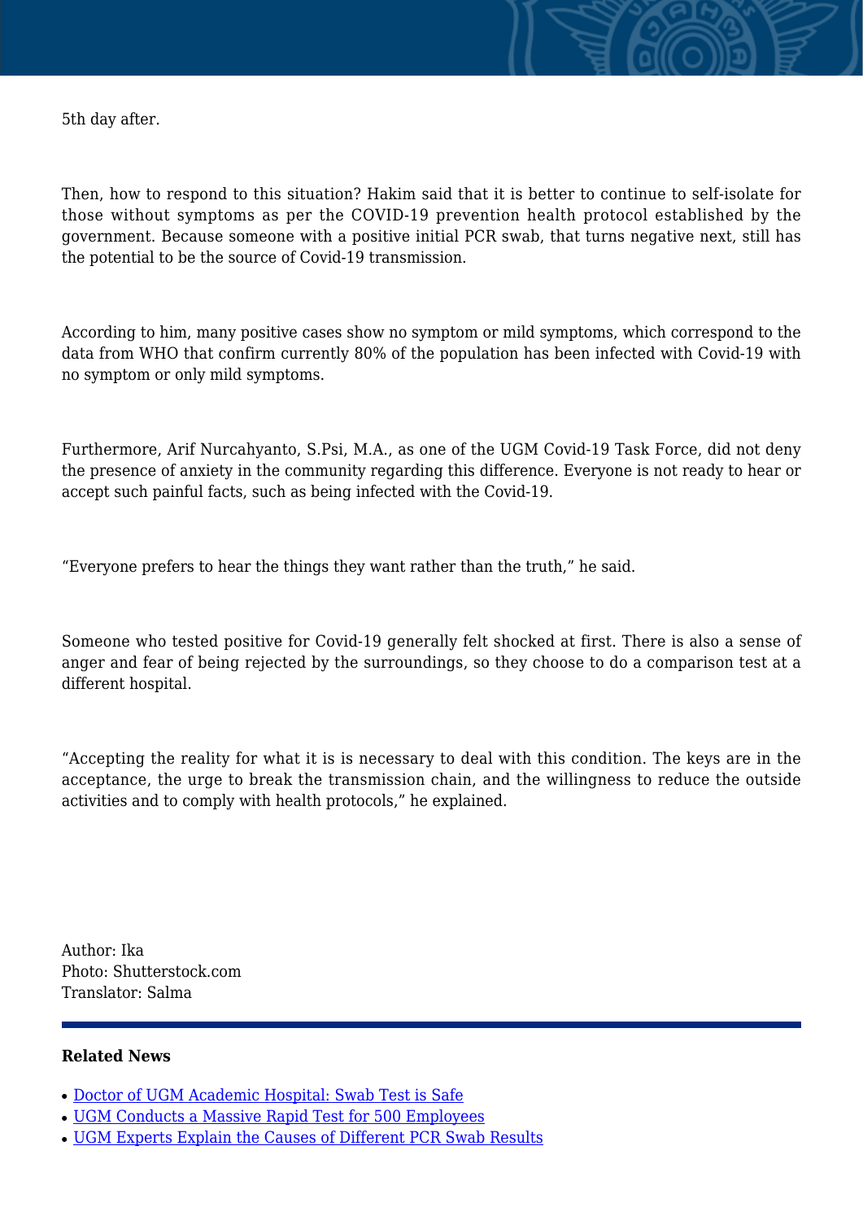5th day after.

Then, how to respond to this situation? Hakim said that it is better to continue to self-isolate for those without symptoms as per the COVID-19 prevention health protocol established by the government. Because someone with a positive initial PCR swab, that turns negative next, still has the potential to be the source of Covid-19 transmission.

According to him, many positive cases show no symptom or mild symptoms, which correspond to the data from WHO that confirm currently 80% of the population has been infected with Covid-19 with no symptom or only mild symptoms.

Furthermore, Arif Nurcahyanto, S.Psi, M.A., as one of the UGM Covid-19 Task Force, did not deny the presence of anxiety in the community regarding this difference. Everyone is not ready to hear or accept such painful facts, such as being infected with the Covid-19.

"Everyone prefers to hear the things they want rather than the truth," he said.

Someone who tested positive for Covid-19 generally felt shocked at first. There is also a sense of anger and fear of being rejected by the surroundings, so they choose to do a comparison test at a different hospital.

"Accepting the reality for what it is is necessary to deal with this condition. The keys are in the acceptance, the urge to break the transmission chain, and the willingness to reduce the outside activities and to comply with health protocols," he explained.

Author: Ika
Photo: Shutterstock.com
Translator: Salma

**Related News**

- Doctor of UGM Academic Hospital: Swab Test is Safe
- UGM Conducts a Massive Rapid Test for 500 Employees
- UGM Experts Explain the Causes of Different PCR Swab Results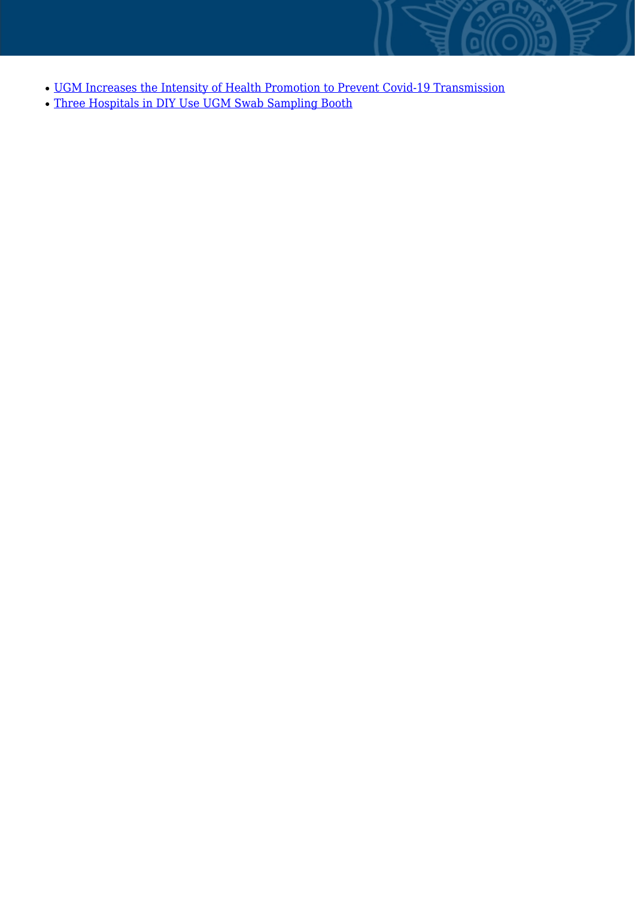- [UGM Increases the Intensity of Health Promotion to Prevent Covid-19 Transmission]()
- [Three Hospitals in DIY Use UGM Swab Sampling Booth]()